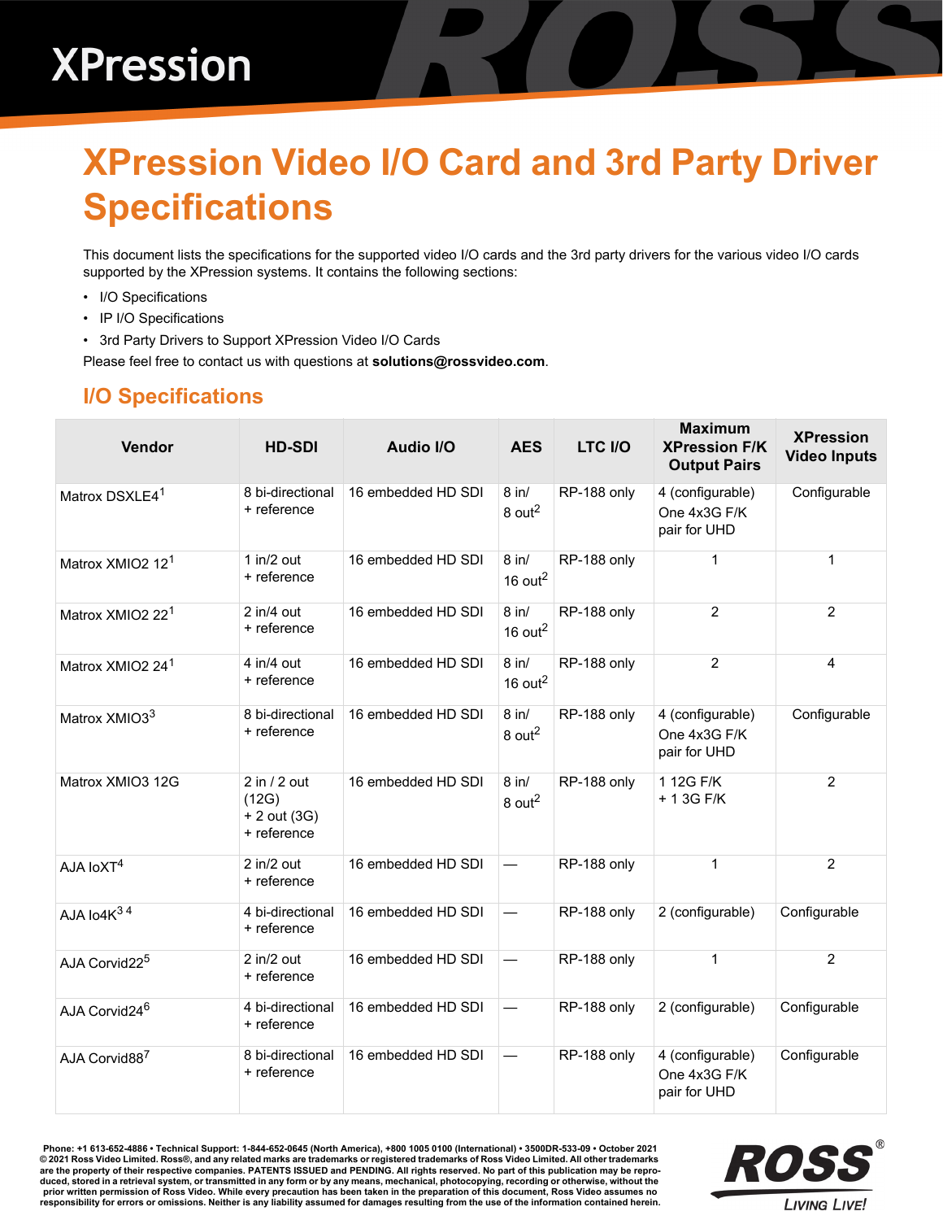# XPression Video I/O Card and 3rd Party Driver Specifications

This document lists the specifications for the supported video I/O cards and the 3rd party drivers for the various video I/O cards supported by the XPression systems. It contains the following sections:

- I/O Specifications
- IP I/O Specifications
- 3rd Party Drivers to Support XPression Video I/O Cards

Please feel free to contact us with questions at **solutions@rossvideo.com**.

## I/O Specifications

| Vendor | HD-SDI | Audio I/O | AES | LTC I/O | Maximum XPression F/K Output Pairs | XPression Video Inputs |
|---|---|---|---|---|---|---|
| Matrox DSXLE4[1] | 8 bi-directional + reference | 16 embedded HD SDI | 8 in/ 8 out[2] | RP-188 only | 4 (configurable) One 4x3G F/K pair for UHD | Configurable |
| Matrox XMIO2 12[1] | 1 in/2 out + reference | 16 embedded HD SDI | 8 in/ 16 out[2] | RP-188 only | 1 | 1 |
| Matrox XMIO2 22[1] | 2 in/4 out + reference | 16 embedded HD SDI | 8 in/ 16 out[2] | RP-188 only | 2 | 2 |
| Matrox XMIO2 24[1] | 4 in/4 out + reference | 16 embedded HD SDI | 8 in/ 16 out[2] | RP-188 only | 2 | 4 |
| Matrox XMIO3[3] | 8 bi-directional + reference | 16 embedded HD SDI | 8 in/ 8 out[2] | RP-188 only | 4 (configurable) One 4x3G F/K pair for UHD | Configurable |
| Matrox XMIO3 12G | 2 in / 2 out (12G) + 2 out (3G) + reference | 16 embedded HD SDI | 8 in/ 8 out[2] | RP-188 only | 1 12G F/K + 1 3G F/K | 2 |
| AJA IoXT[4] | 2 in/2 out + reference | 16 embedded HD SDI | — | RP-188 only | 1 | 2 |
| AJA Io4K[3 4] | 4 bi-directional + reference | 16 embedded HD SDI | — | RP-188 only | 2 (configurable) | Configurable |
| AJA Corvid22[5] | 2 in/2 out + reference | 16 embedded HD SDI | — | RP-188 only | 1 | 2 |
| AJA Corvid24[6] | 4 bi-directional + reference | 16 embedded HD SDI | — | RP-188 only | 2 (configurable) | Configurable |
| AJA Corvid88[7] | 8 bi-directional + reference | 16 embedded HD SDI | — | RP-188 only | 4 (configurable) One 4x3G F/K pair for UHD | Configurable |

Phone: +1 613-652-4886 • Technical Support: 1-844-652-0645 (North America), +800 1005 0100 (International) • 3500DR-533-09 • October 2021
© 2021 Ross Video Limited. Ross®, and any related marks are trademarks or registered trademarks of Ross Video Limited. All other trademarks are the property of their respective companies. PATENTS ISSUED and PENDING. All rights reserved. No part of this publication may be reproduced, stored in a retrieval system, or transmitted in any form or by any means, mechanical, photocopying, recording or otherwise, without the prior written permission of Ross Video. While every precaution has been taken in the preparation of this document, Ross Video assumes no responsibility for errors or omissions. Neither is any liability assumed for damages resulting from the use of the information contained herein.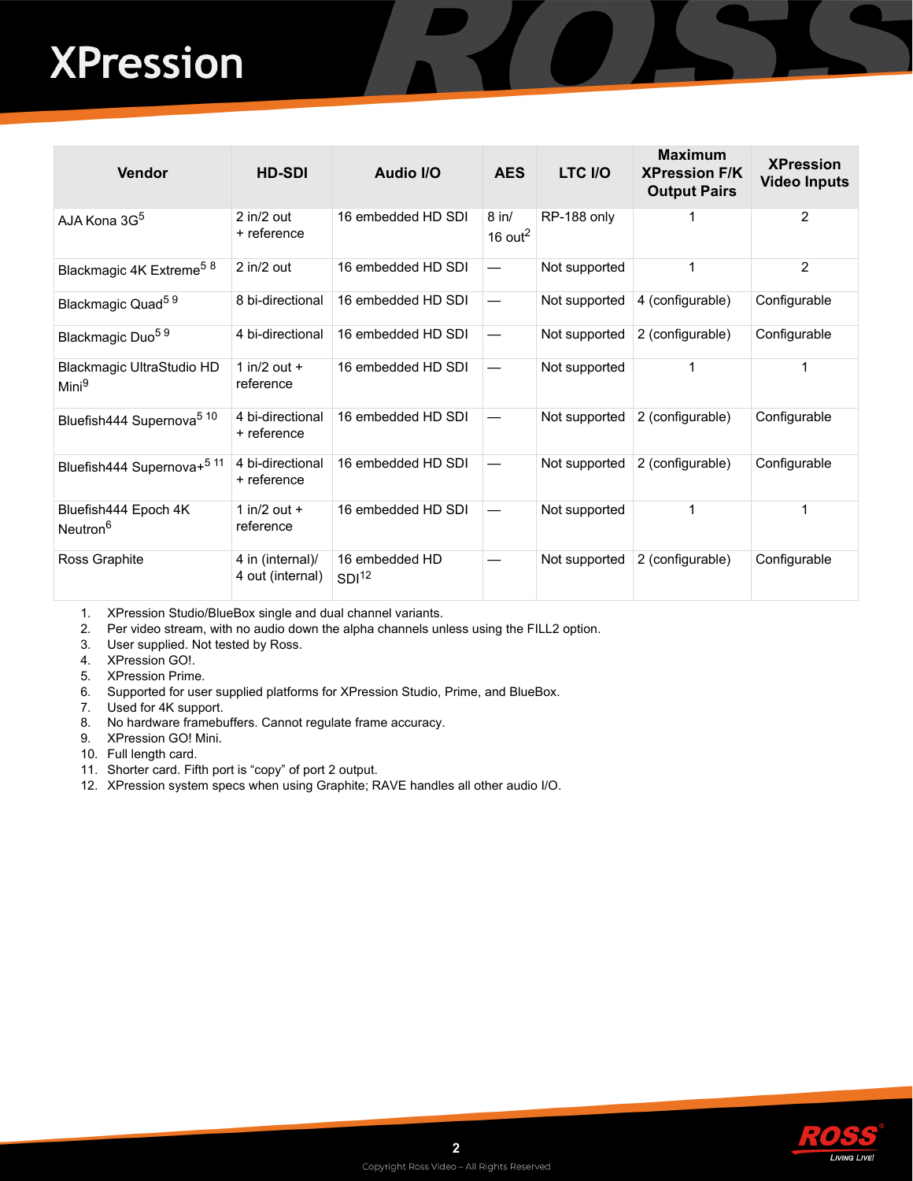# XPression

| Vendor | HD-SDI | Audio I/O | AES | LTC I/O | Maximum XPression F/K Output Pairs | XPression Video Inputs |
|---|---|---|---|---|---|---|
| AJA Kona 3G[5] | 2 in/2 out + reference | 16 embedded HD SDI | 8 in/ 16 out[2] | RP-188 only | 1 | 2 |
| Blackmagic 4K Extreme[5 8] | 2 in/2 out | 16 embedded HD SDI | — | Not supported | 1 | 2 |
| Blackmagic Quad[5 9] | 8 bi-directional | 16 embedded HD SDI | — | Not supported | 4 (configurable) | Configurable |
| Blackmagic Duo[5 9] | 4 bi-directional | 16 embedded HD SDI | — | Not supported | 2 (configurable) | Configurable |
| Blackmagic UltraStudio HD Mini[9] | 1 in/2 out + reference | 16 embedded HD SDI | — | Not supported | 1 | 1 |
| Bluefish444 Supernova[5 10] | 4 bi-directional + reference | 16 embedded HD SDI | — | Not supported | 2 (configurable) | Configurable |
| Bluefish444 Supernova+[5 11] | 4 bi-directional + reference | 16 embedded HD SDI | — | Not supported | 2 (configurable) | Configurable |
| Bluefish444 Epoch 4K Neutron[6] | 1 in/2 out + reference | 16 embedded HD SDI | — | Not supported | 1 | 1 |
| Ross Graphite | 4 in (internal)/ 4 out (internal) | 16 embedded HD SDI[12] | — | Not supported | 2 (configurable) | Configurable |

1. XPression Studio/BlueBox single and dual channel variants.
2. Per video stream, with no audio down the alpha channels unless using the FILL2 option.
3. User supplied. Not tested by Ross.
4. XPression GO!.
5. XPression Prime.
6. Supported for user supplied platforms for XPression Studio, Prime, and BlueBox.
7. Used for 4K support.
8. No hardware framebuffers. Cannot regulate frame accuracy.
9. XPression GO! Mini.
10. Full length card.
11. Shorter card. Fifth port is “copy” of port 2 output.
12. XPression system specs when using Graphite; RAVE handles all other audio I/O.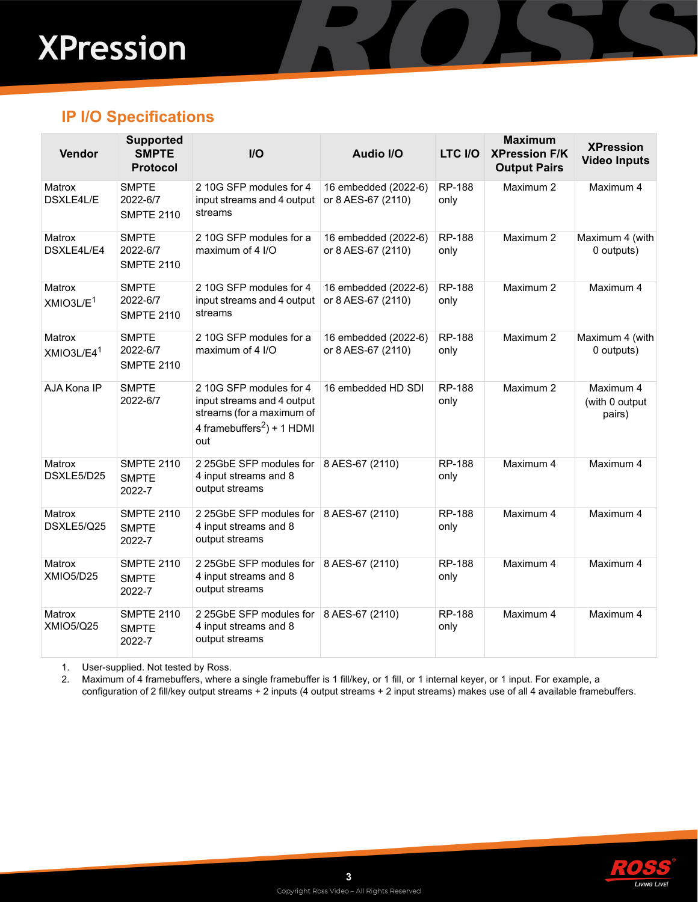## IP I/O Specifications

| Vendor | Supported SMPTE Protocol | I/O | Audio I/O | LTC I/O | Maximum XPression F/K Output Pairs | XPression Video Inputs |
|---|---|---|---|---|---|---|
| Matrox DSXLE4L/E | SMPTE 2022-6/7 SMPTE 2110 | 2 10G SFP modules for 4 input streams and 4 output streams | 16 embedded (2022-6) or 8 AES-67 (2110) | RP-188 only | Maximum 2 | Maximum 4 |
| Matrox DSXLE4L/E4 | SMPTE 2022-6/7 SMPTE 2110 | 2 10G SFP modules for a maximum of 4 I/O | 16 embedded (2022-6) or 8 AES-67 (2110) | RP-188 only | Maximum 2 | Maximum 4 (with 0 outputs) |
| Matrox XMIO3L/E[1] | SMPTE 2022-6/7 SMPTE 2110 | 2 10G SFP modules for 4 input streams and 4 output streams | 16 embedded (2022-6) or 8 AES-67 (2110) | RP-188 only | Maximum 2 | Maximum 4 |
| Matrox XMIO3L/E4[1] | SMPTE 2022-6/7 SMPTE 2110 | 2 10G SFP modules for a maximum of 4 I/O | 16 embedded (2022-6) or 8 AES-67 (2110) | RP-188 only | Maximum 2 | Maximum 4 (with 0 outputs) |
| AJA Kona IP | SMPTE 2022-6/7 | 2 10G SFP modules for 4 input streams and 4 output streams (for a maximum of 4 framebuffers[2]) + 1 HDMI out | 16 embedded HD SDI | RP-188 only | Maximum 2 | Maximum 4 (with 0 output pairs) |
| Matrox DSXLE5/D25 | SMPTE 2110 SMPTE 2022-7 | 2 25GbE SFP modules for 4 input streams and 8 output streams | 8 AES-67 (2110) | RP-188 only | Maximum 4 | Maximum 4 |
| Matrox DSXLE5/Q25 | SMPTE 2110 SMPTE 2022-7 | 2 25GbE SFP modules for 4 input streams and 8 output streams | 8 AES-67 (2110) | RP-188 only | Maximum 4 | Maximum 4 |
| Matrox XMIO5/D25 | SMPTE 2110 SMPTE 2022-7 | 2 25GbE SFP modules for 4 input streams and 8 output streams | 8 AES-67 (2110) | RP-188 only | Maximum 4 | Maximum 4 |
| Matrox XMIO5/Q25 | SMPTE 2110 SMPTE 2022-7 | 2 25GbE SFP modules for 4 input streams and 8 output streams | 8 AES-67 (2110) | RP-188 only | Maximum 4 | Maximum 4 |

1. User-supplied. Not tested by Ross.
2. Maximum of 4 framebuffers, where a single framebuffer is 1 fill/key, or 1 fill, or 1 internal keyer, or 1 input. For example, a configuration of 2 fill/key output streams + 2 inputs (4 output streams + 2 input streams) makes use of all 4 available framebuffers.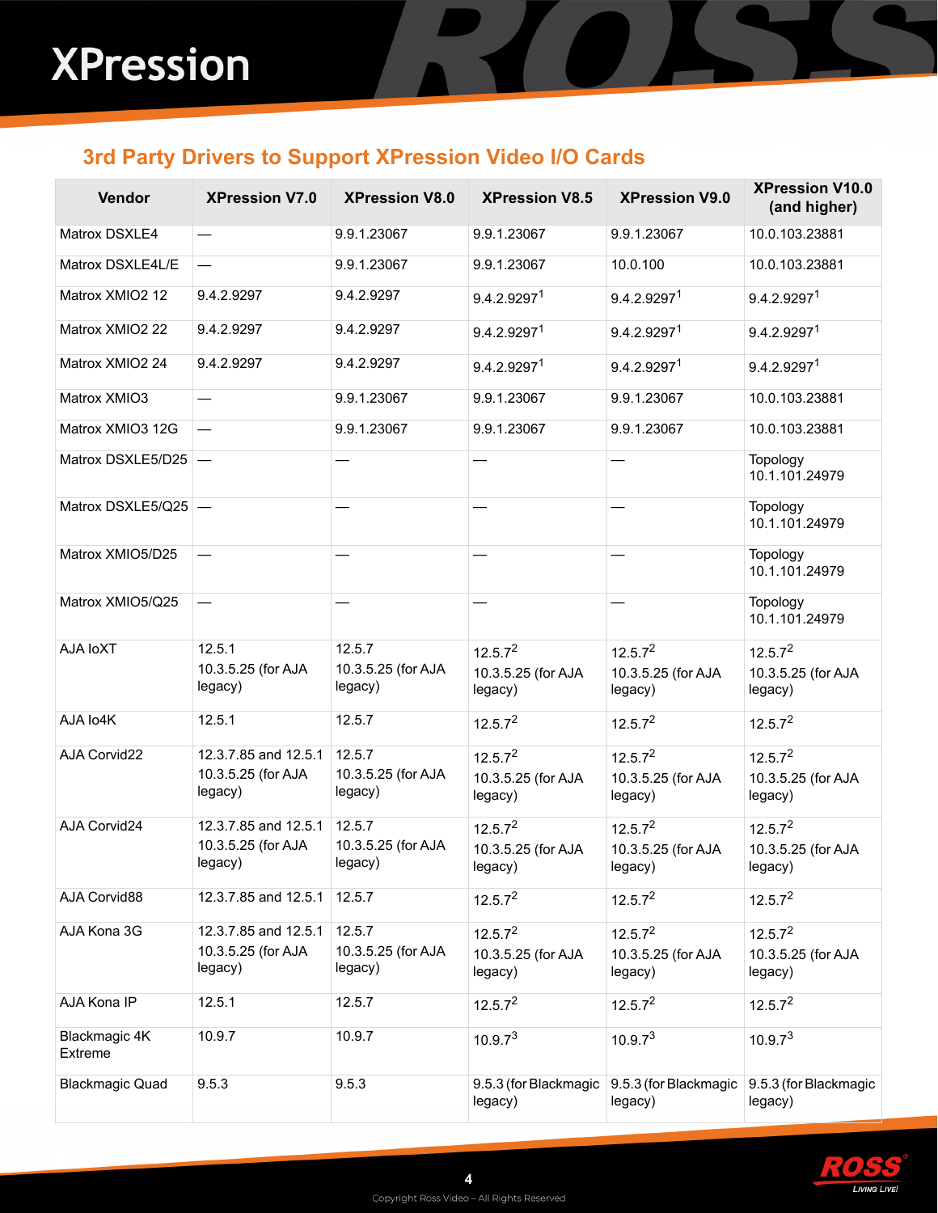## 3rd Party Drivers to Support XPression Video I/O Cards

| Vendor | XPression V7.0 | XPression V8.0 | XPression V8.5 | XPression V9.0 | XPression V10.0 (and higher) |
|---|---|---|---|---|---|
| Matrox DSXLE4 | — | 9.9.1.23067 | 9.9.1.23067 | 9.9.1.23067 | 10.0.103.23881 |
| Matrox DSXLE4L/E | — | 9.9.1.23067 | 9.9.1.23067 | 10.0.100 | 10.0.103.23881 |
| Matrox XMIO2 12 | 9.4.2.9297 | 9.4.2.9297 | 9.4.2.9297[1] | 9.4.2.9297[1] | 9.4.2.9297[1] |
| Matrox XMIO2 22 | 9.4.2.9297 | 9.4.2.9297 | 9.4.2.9297[1] | 9.4.2.9297[1] | 9.4.2.9297[1] |
| Matrox XMIO2 24 | 9.4.2.9297 | 9.4.2.9297 | 9.4.2.9297[1] | 9.4.2.9297[1] | 9.4.2.9297[1] |
| Matrox XMIO3 | — | 9.9.1.23067 | 9.9.1.23067 | 9.9.1.23067 | 10.0.103.23881 |
| Matrox XMIO3 12G | — | 9.9.1.23067 | 9.9.1.23067 | 9.9.1.23067 | 10.0.103.23881 |
| Matrox DSXLE5/D25 | — | — | — | — | Topology 10.1.101.24979 |
| Matrox DSXLE5/Q25 | — | — | — | — | Topology 10.1.101.24979 |
| Matrox XMIO5/D25 | — | — | — | — | Topology 10.1.101.24979 |
| Matrox XMIO5/Q25 | — | — | — | — | Topology 10.1.101.24979 |
| AJA IoXT | 12.5.1<br>10.3.5.25 (for AJA legacy) | 12.5.7<br>10.3.5.25 (for AJA legacy) | 12.5.7[2]<br>10.3.5.25 (for AJA legacy) | 12.5.7[2]<br>10.3.5.25 (for AJA legacy) | 12.5.7[2]<br>10.3.5.25 (for AJA legacy) |
| AJA Io4K | 12.5.1 | 12.5.7 | 12.5.7[2] | 12.5.7[2] | 12.5.7[2] |
| AJA Corvid22 | 12.3.7.85 and 12.5.1<br>10.3.5.25 (for AJA legacy) | 12.5.7<br>10.3.5.25 (for AJA legacy) | 12.5.7[2]<br>10.3.5.25 (for AJA legacy) | 12.5.7[2]<br>10.3.5.25 (for AJA legacy) | 12.5.7[2]<br>10.3.5.25 (for AJA legacy) |
| AJA Corvid24 | 12.3.7.85 and 12.5.1<br>10.3.5.25 (for AJA legacy) | 12.5.7<br>10.3.5.25 (for AJA legacy) | 12.5.7[2]<br>10.3.5.25 (for AJA legacy) | 12.5.7[2]<br>10.3.5.25 (for AJA legacy) | 12.5.7[2]<br>10.3.5.25 (for AJA legacy) |
| AJA Corvid88 | 12.3.7.85 and 12.5.1 | 12.5.7 | 12.5.7[2] | 12.5.7[2] | 12.5.7[2] |
| AJA Kona 3G | 12.3.7.85 and 12.5.1<br>10.3.5.25 (for AJA legacy) | 12.5.7<br>10.3.5.25 (for AJA legacy) | 12.5.7[2]<br>10.3.5.25 (for AJA legacy) | 12.5.7[2]<br>10.3.5.25 (for AJA legacy) | 12.5.7[2]<br>10.3.5.25 (for AJA legacy) |
| AJA Kona IP | 12.5.1 | 12.5.7 | 12.5.7[2] | 12.5.7[2] | 12.5.7[2] |
| Blackmagic 4K Extreme | 10.9.7 | 10.9.7 | 10.9.7[3] | 10.9.7[3] | 10.9.7[3] |
| Blackmagic Quad | 9.5.3 | 9.5.3 | 9.5.3 (for Blackmagic legacy) | 9.5.3 (for Blackmagic legacy) | 9.5.3 (for Blackmagic legacy) |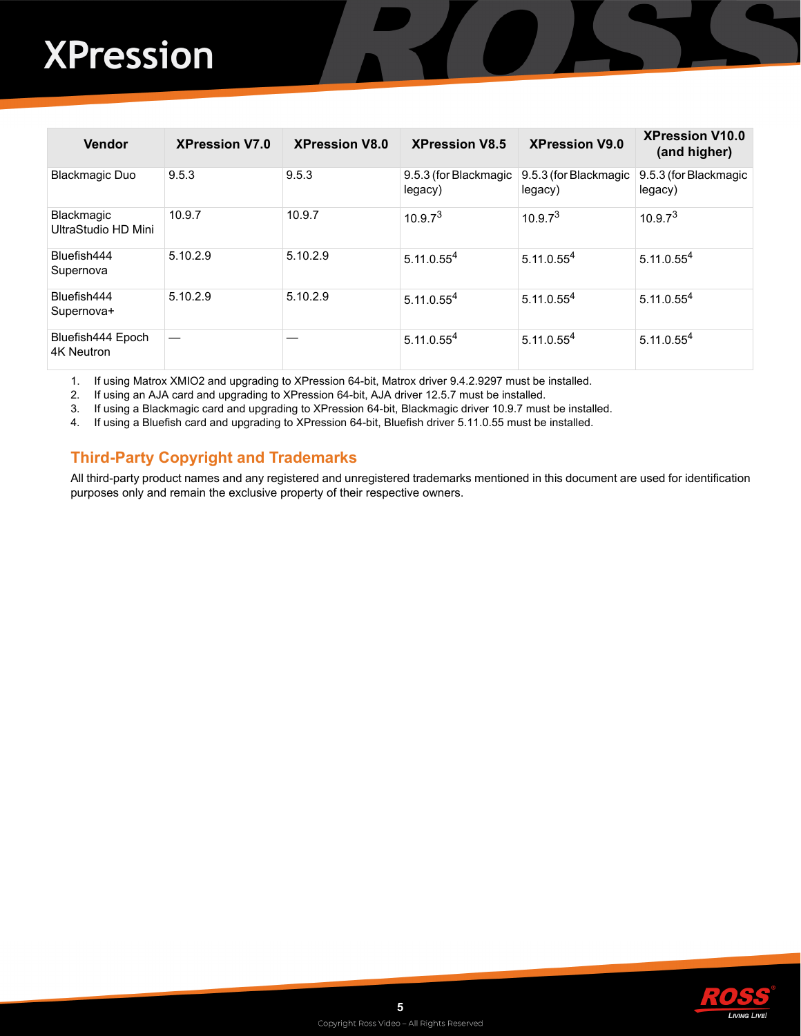| Vendor | XPression V7.0 | XPression V8.0 | XPression V8.5 | XPression V9.0 | XPression V10.0 (and higher) |
|---|---|---|---|---|---|
| Blackmagic Duo | 9.5.3 | 9.5.3 | 9.5.3 (for Blackmagic legacy) | 9.5.3 (for Blackmagic legacy) | 9.5.3 (for Blackmagic legacy) |
| Blackmagic UltraStudio HD Mini | 10.9.7 | 10.9.7 | 10.9.7[3] | 10.9.7[3] | 10.9.7[3] |
| Bluefish444 Supernova | 5.10.2.9 | 5.10.2.9 | 5.11.0.55[4] | 5.11.0.55[4] | 5.11.0.55[4] |
| Bluefish444 Supernova+ | 5.10.2.9 | 5.10.2.9 | 5.11.0.55[4] | 5.11.0.55[4] | 5.11.0.55[4] |
| Bluefish444 Epoch 4K Neutron | — | — | 5.11.0.55[4] | 5.11.0.55[4] | 5.11.0.55[4] |

1. If using Matrox XMIO2 and upgrading to XPression 64-bit, Matrox driver 9.4.2.9297 must be installed.
2. If using an AJA card and upgrading to XPression 64-bit, AJA driver 12.5.7 must be installed.
3. If using a Blackmagic card and upgrading to XPression 64-bit, Blackmagic driver 10.9.7 must be installed.
4. If using a Bluefish card and upgrading to XPression 64-bit, Bluefish driver 5.11.0.55 must be installed.

## Third-Party Copyright and Trademarks

All third-party product names and any registered and unregistered trademarks mentioned in this document are used for identification purposes only and remain the exclusive property of their respective owners.